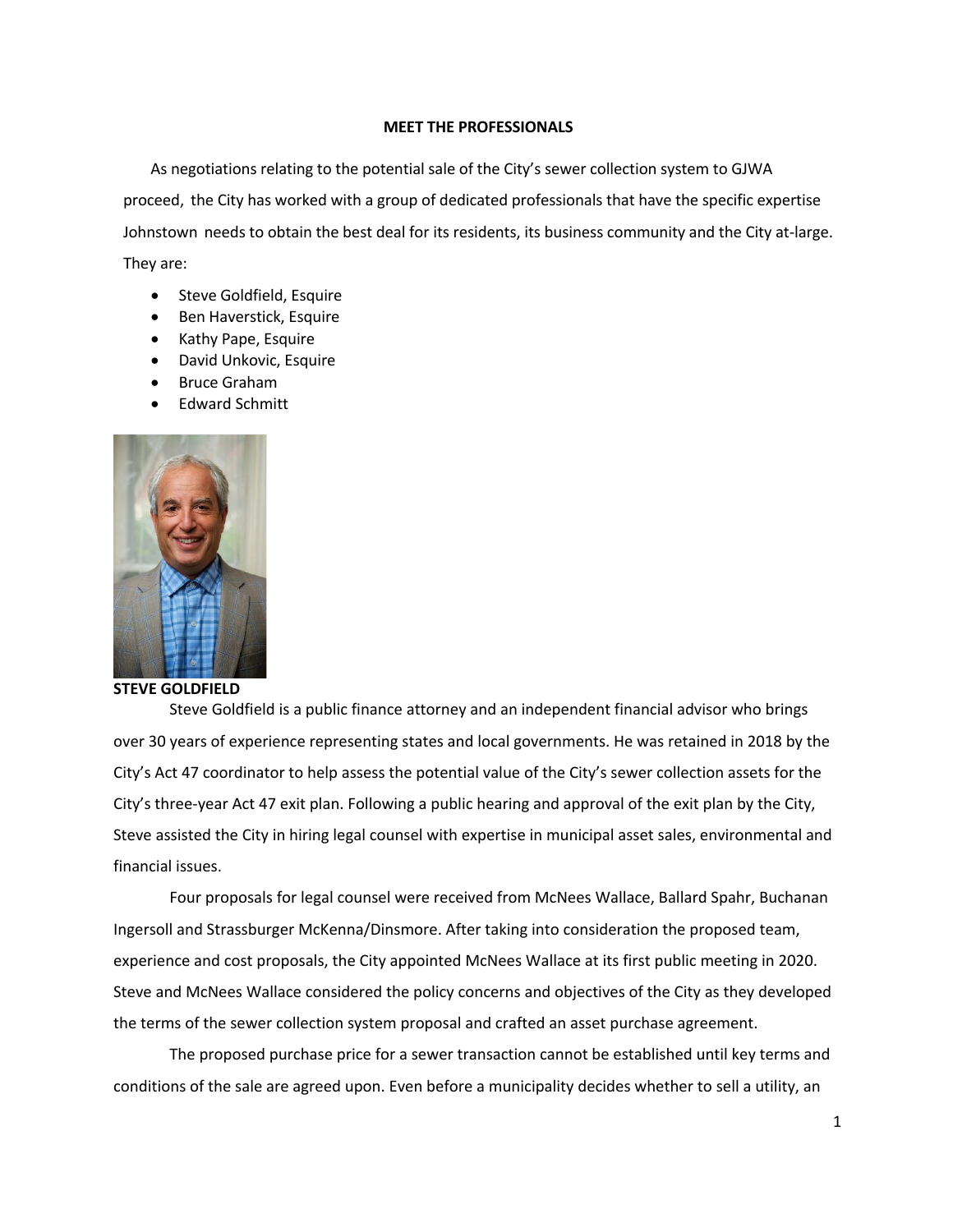# MEET THE PROFESSIONALS

As negotiations relating to the potential sale of the City's sewer collection system to GJWA proceed, the City has worked with a group of dedicated professionals that have the specific expertise Johnstown needs to obtain the best deal for its residents, its business community and the City at-large. They are:

- Steve Goldfield, Esquire
- Ben Haverstick, Esquire
- Kathy Pape, Esquire
- David Unkovic, Esquire
- Bruce Graham
- Edward Schmitt

**STEVE GOLDFIELD**

Steve Goldfield is a public finance attorney and an independent financial advisor who brings over 30 years of experience representing states and local governments. He was retained in 2018 by the City's Act 47 coordinator to help assess the potential value of the City's sewer collection assets for the City's three-year Act 47 exit plan. Following a public hearing and approval of the exit plan by the City, Steve assisted the City in hiring legal counsel with expertise in municipal asset sales, environmental and financial issues.

Four proposals for legal counsel were received from McNees Wallace, Ballard Spahr, Buchanan Ingersoll and Strassburger McKenna/Dinsmore. After taking into consideration the proposed team, experience and cost proposals, the City appointed McNees Wallace at its first public meeting in 2020. Steve and McNees Wallace considered the policy concerns and objectives of the City as they developed the terms of the sewer collection system proposal and crafted an asset purchase agreement.

The proposed purchase price for a sewer transaction cannot be established until key terms and conditions of the sale are agreed upon. Even before a municipality decides whether to sell a utility, an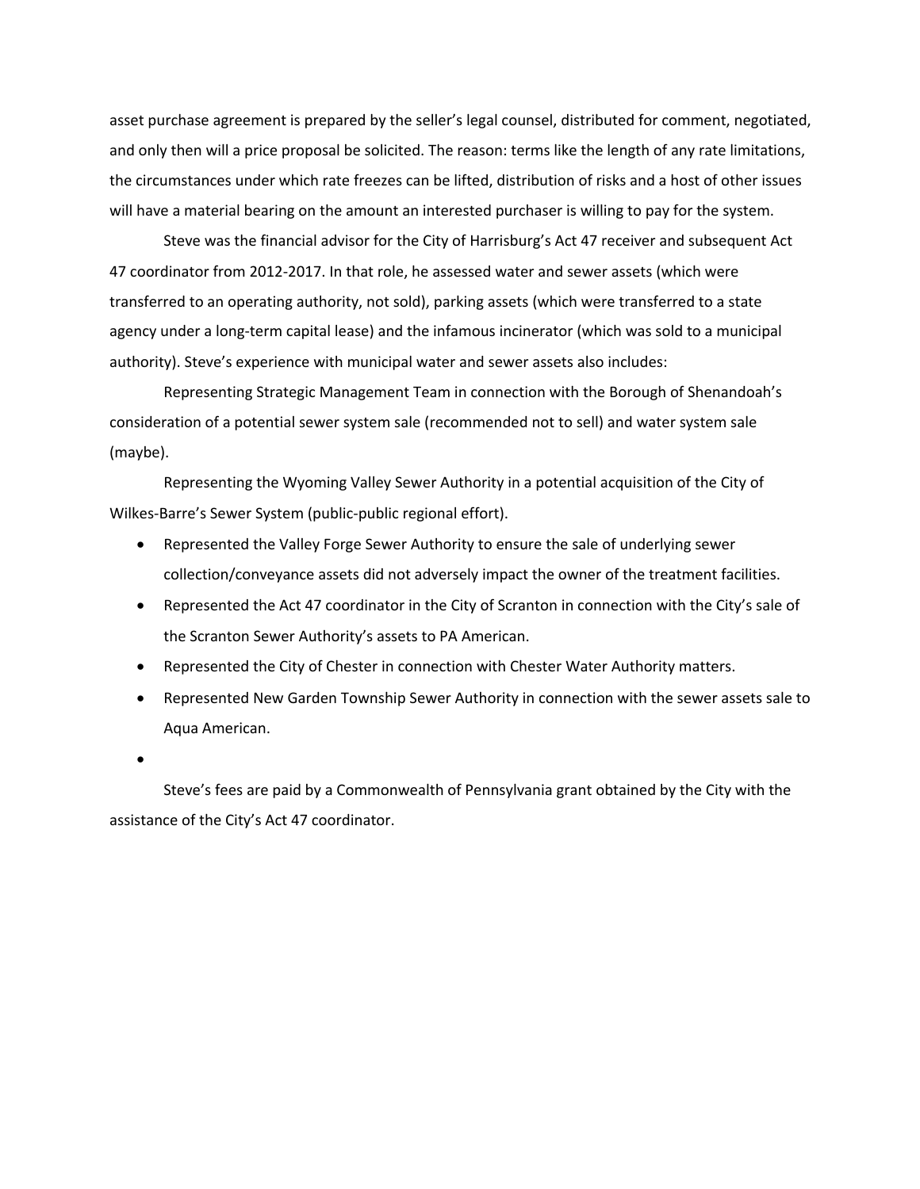asset purchase agreement is prepared by the seller's legal counsel, distributed for comment, negotiated, and only then will a price proposal be solicited. The reason: terms like the length of any rate limitations, the circumstances under which rate freezes can be lifted, distribution of risks and a host of other issues will have a material bearing on the amount an interested purchaser is willing to pay for the system.

Steve was the financial advisor for the City of Harrisburg's Act 47 receiver and subsequent Act 47 coordinator from 2012-2017. In that role, he assessed water and sewer assets (which were transferred to an operating authority, not sold), parking assets (which were transferred to a state agency under a long-term capital lease) and the infamous incinerator (which was sold to a municipal authority). Steve's experience with municipal water and sewer assets also includes:

Representing Strategic Management Team in connection with the Borough of Shenandoah's consideration of a potential sewer system sale (recommended not to sell) and water system sale (maybe).

Representing the Wyoming Valley Sewer Authority in a potential acquisition of the City of Wilkes-Barre's Sewer System (public-public regional effort).

- Represented the Valley Forge Sewer Authority to ensure the sale of underlying sewer collection/conveyance assets did not adversely impact the owner of the treatment facilities.
- Represented the Act 47 coordinator in the City of Scranton in connection with the City's sale of the Scranton Sewer Authority's assets to PA American.
- Represented the City of Chester in connection with Chester Water Authority matters.
- Represented New Garden Township Sewer Authority in connection with the sewer assets sale to Aqua American.
- 

Steve's fees are paid by a Commonwealth of Pennsylvania grant obtained by the City with the assistance of the City's Act 47 coordinator.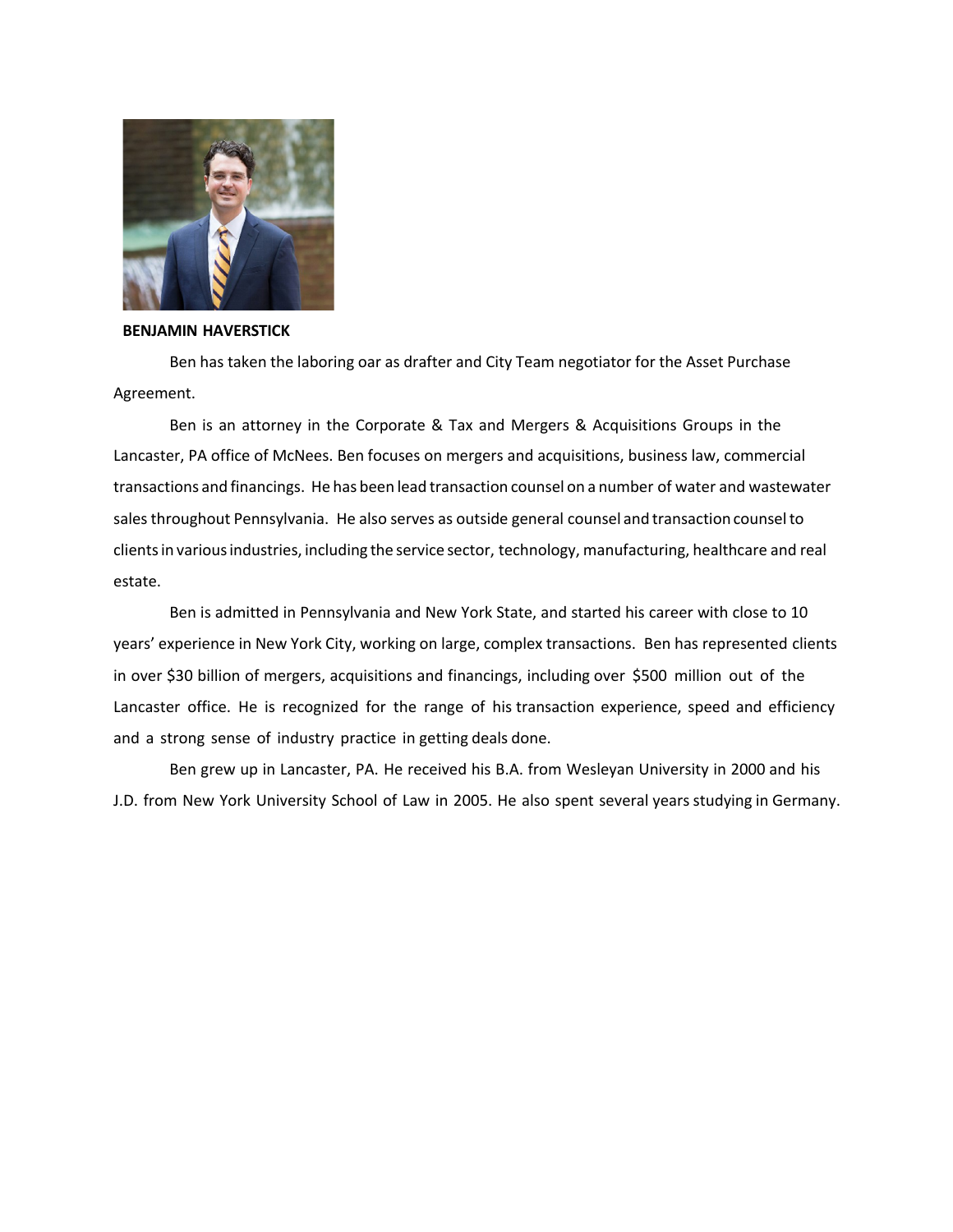**BENJAMIN HAVERSTICK**

Ben has taken the laboring oar as drafter and City Team negotiator for the Asset Purchase Agreement.

Ben is an attorney in the Corporate & Tax and Mergers & Acquisitions Groups in the Lancaster, PA office of McNees. Ben focuses on mergers and acquisitions, business law, commercial transactions and financings. He has been lead transaction counsel on a number of water and wastewater sales throughout Pennsylvania. He also serves as outside general counsel and transaction counsel to clients in various industries, including the service sector, technology, manufacturing, healthcare and real estate.

Ben is admitted in Pennsylvania and New York State, and started his career with close to 10 years' experience in New York City, working on large, complex transactions. Ben has represented clients in over $30 billion of mergers, acquisitions and financings, including over $500 million out of the Lancaster office. He is recognized for the range of his transaction experience, speed and efficiency and a strong sense of industry practice in getting deals done.

Ben grew up in Lancaster, PA. He received his B.A. from Wesleyan University in 2000 and his J.D. from New York University School of Law in 2005. He also spent several years studying in Germany.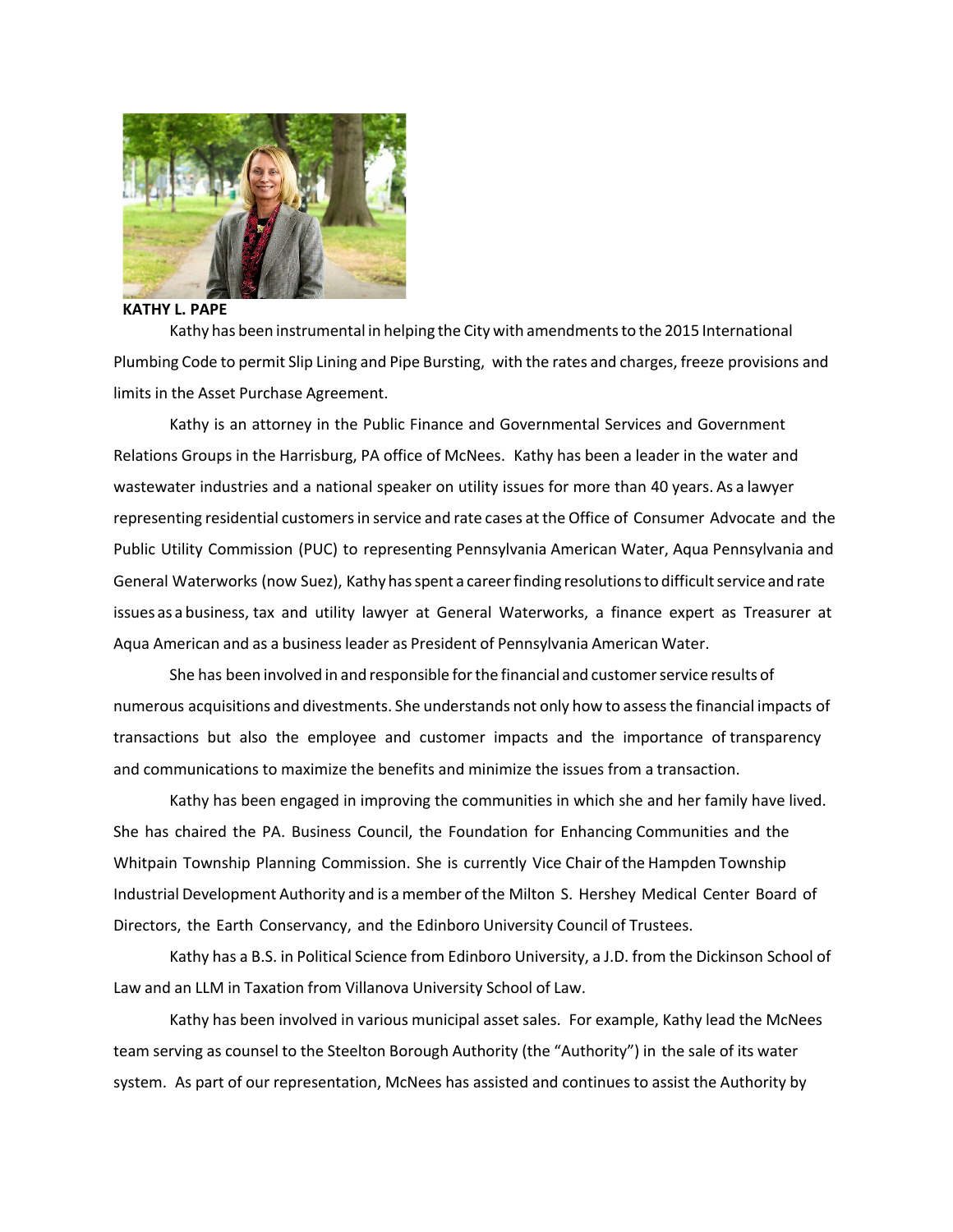**KATHY L. PAPE**

Kathy has been instrumental in helping the City with amendments to the 2015 International Plumbing Code to permit Slip Lining and Pipe Bursting, with the rates and charges, freeze provisions and limits in the Asset Purchase Agreement.

Kathy is an attorney in the Public Finance and Governmental Services and Government Relations Groups in the Harrisburg, PA office of McNees. Kathy has been a leader in the water and wastewater industries and a national speaker on utility issues for more than 40 years. As a lawyer representing residential customers in service and rate cases at the Office of Consumer Advocate and the Public Utility Commission (PUC) to representing Pennsylvania American Water, Aqua Pennsylvania and General Waterworks (now Suez), Kathy has spent a career finding resolutions to difficult service and rate issues as a business, tax and utility lawyer at General Waterworks, a finance expert as Treasurer at Aqua American and as a business leader as President of Pennsylvania American Water.

She has been involved in and responsible for the financial and customer service results of numerous acquisitions and divestments. She understands not only how to assess the financial impacts of transactions but also the employee and customer impacts and the importance of transparency and communications to maximize the benefits and minimize the issues from a transaction.

Kathy has been engaged in improving the communities in which she and her family have lived. She has chaired the PA. Business Council, the Foundation for Enhancing Communities and the Whitpain Township Planning Commission. She is currently Vice Chair of the Hampden Township Industrial Development Authority and is a member of the Milton S. Hershey Medical Center Board of Directors, the Earth Conservancy, and the Edinboro University Council of Trustees.

Kathy has a B.S. in Political Science from Edinboro University, a J.D. from the Dickinson School of Law and an LLM in Taxation from Villanova University School of Law.

Kathy has been involved in various municipal asset sales. For example, Kathy lead the McNees team serving as counsel to the Steelton Borough Authority (the "Authority") in the sale of its water system. As part of our representation, McNees has assisted and continues to assist the Authority by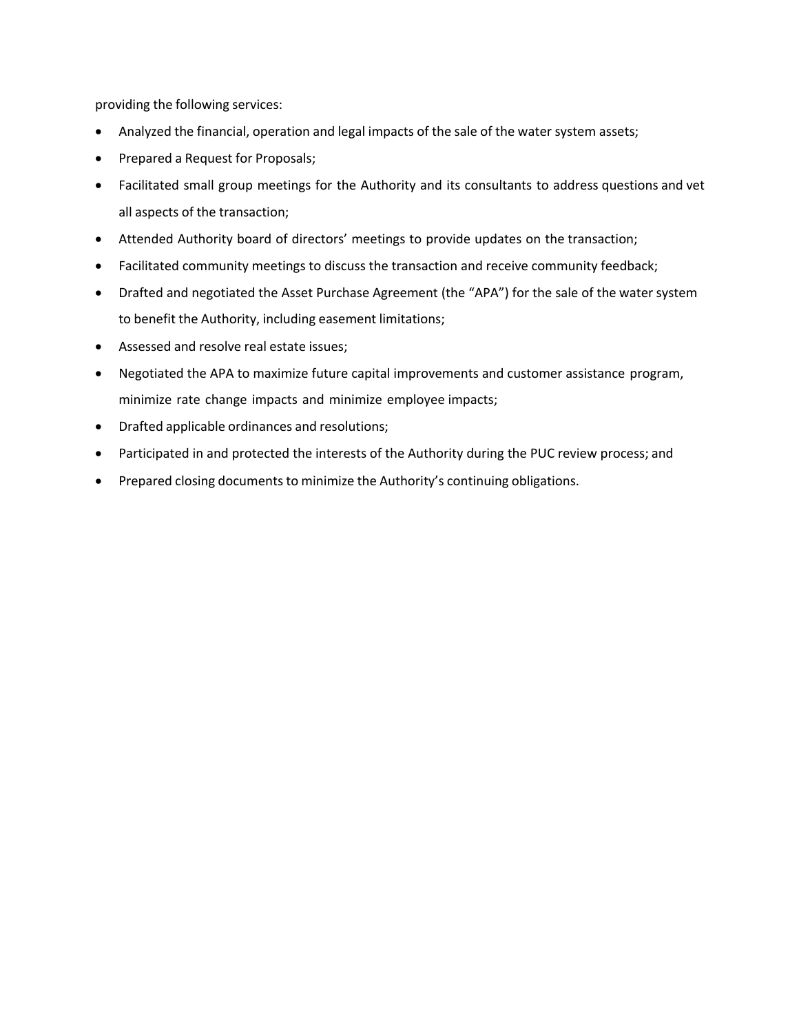providing the following services:

- Analyzed the financial, operation and legal impacts of the sale of the water system assets;
- Prepared a Request for Proposals;
- Facilitated small group meetings for the Authority and its consultants to address questions and vet all aspects of the transaction;
- Attended Authority board of directors' meetings to provide updates on the transaction;
- Facilitated community meetings to discuss the transaction and receive community feedback;
- Drafted and negotiated the Asset Purchase Agreement (the "APA") for the sale of the water system to benefit the Authority, including easement limitations;
- Assessed and resolve real estate issues;
- Negotiated the APA to maximize future capital improvements and customer assistance program, minimize rate change impacts and minimize employee impacts;
- Drafted applicable ordinances and resolutions;
- Participated in and protected the interests of the Authority during the PUC review process; and
- Prepared closing documents to minimize the Authority's continuing obligations.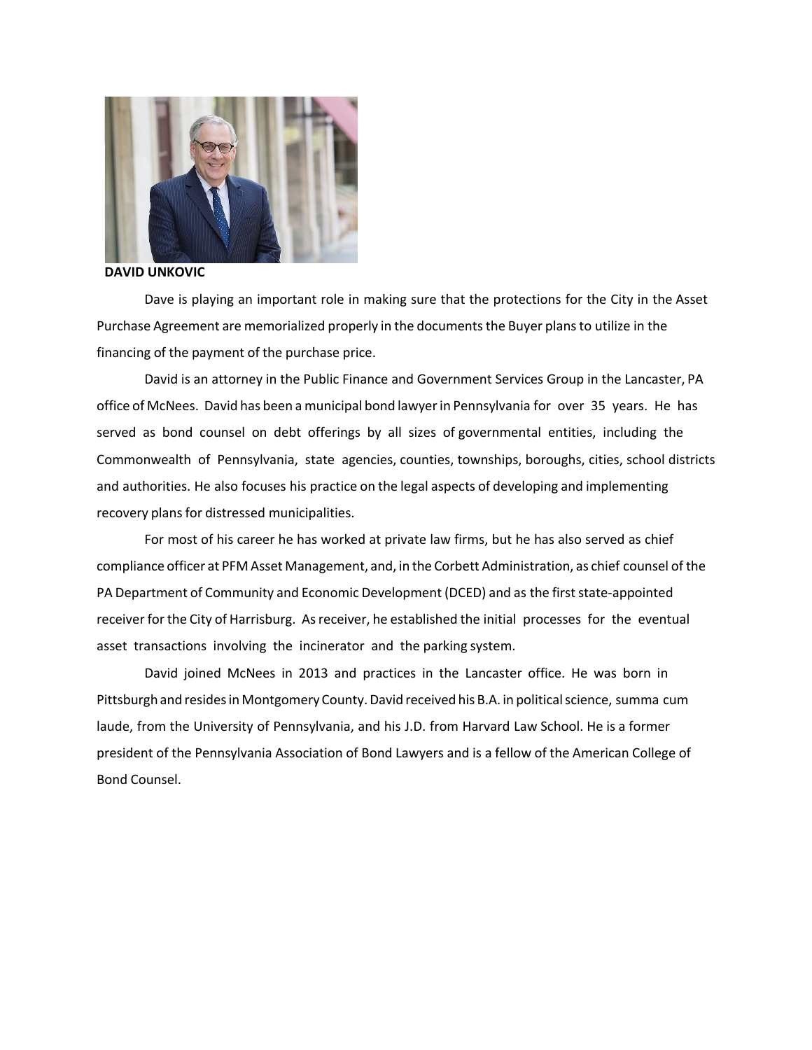**DAVID UNKOVIC**

Dave is playing an important role in making sure that the protections for the City in the Asset Purchase Agreement are memorialized properly in the documents the Buyer plans to utilize in the financing of the payment of the purchase price.

David is an attorney in the Public Finance and Government Services Group in the Lancaster, PA office of McNees. David has been a municipal bond lawyer in Pennsylvania for over 35 years. He has served as bond counsel on debt offerings by all sizes of governmental entities, including the Commonwealth of Pennsylvania, state agencies, counties, townships, boroughs, cities, school districts and authorities. He also focuses his practice on the legal aspects of developing and implementing recovery plans for distressed municipalities.

For most of his career he has worked at private law firms, but he has also served as chief compliance officer at PFM Asset Management, and, in the Corbett Administration, as chief counsel of the PA Department of Community and Economic Development (DCED) and as the first state-appointed receiver for the City of Harrisburg. As receiver, he established the initial processes for the eventual asset transactions involving the incinerator and the parking system.

David joined McNees in 2013 and practices in the Lancaster office. He was born in Pittsburgh and resides in Montgomery County. David received his B.A. in political science, summa cum laude, from the University of Pennsylvania, and his J.D. from Harvard Law School. He is a former president of the Pennsylvania Association of Bond Lawyers and is a fellow of the American College of Bond Counsel.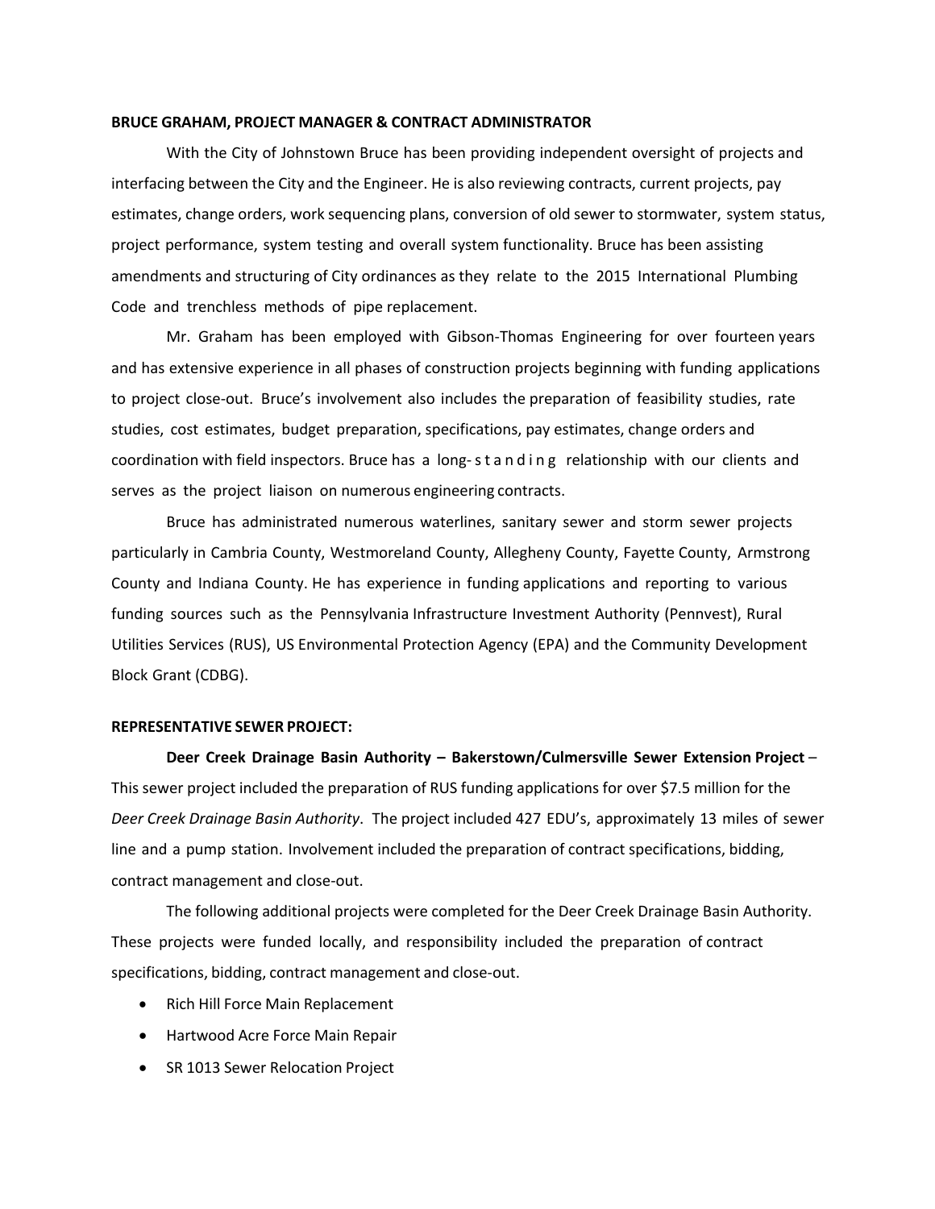**BRUCE GRAHAM, PROJECT MANAGER & CONTRACT ADMINISTRATOR**

With the City of Johnstown Bruce has been providing independent oversight of projects and interfacing between the City and the Engineer. He is also reviewing contracts, current projects, pay estimates, change orders, work sequencing plans, conversion of old sewer to stormwater, system status, project performance, system testing and overall system functionality. Bruce has been assisting amendments and structuring of City ordinances as they relate to the 2015 International Plumbing Code and trenchless methods of pipe replacement.

Mr. Graham has been employed with Gibson-Thomas Engineering for over fourteen years and has extensive experience in all phases of construction projects beginning with funding applications to project close-out. Bruce's involvement also includes the preparation of feasibility studies, rate studies, cost estimates, budget preparation, specifications, pay estimates, change orders and coordination with field inspectors. Bruce has a long-standing relationship with our clients and serves as the project liaison on numerous engineering contracts.

Bruce has administrated numerous waterlines, sanitary sewer and storm sewer projects particularly in Cambria County, Westmoreland County, Allegheny County, Fayette County, Armstrong County and Indiana County. He has experience in funding applications and reporting to various funding sources such as the Pennsylvania Infrastructure Investment Authority (Pennvest), Rural Utilities Services (RUS), US Environmental Protection Agency (EPA) and the Community Development Block Grant (CDBG).

**REPRESENTATIVE SEWER PROJECT:**

**Deer Creek Drainage Basin Authority – Bakerstown/Culmersville Sewer Extension Project** – This sewer project included the preparation of RUS funding applications for over $7.5 million for the *Deer Creek Drainage Basin Authority*. The project included 427 EDU's, approximately 13 miles of sewer line and a pump station. Involvement included the preparation of contract specifications, bidding, contract management and close-out.

The following additional projects were completed for the Deer Creek Drainage Basin Authority. These projects were funded locally, and responsibility included the preparation of contract specifications, bidding, contract management and close-out.

- Rich Hill Force Main Replacement
- Hartwood Acre Force Main Repair
- SR 1013 Sewer Relocation Project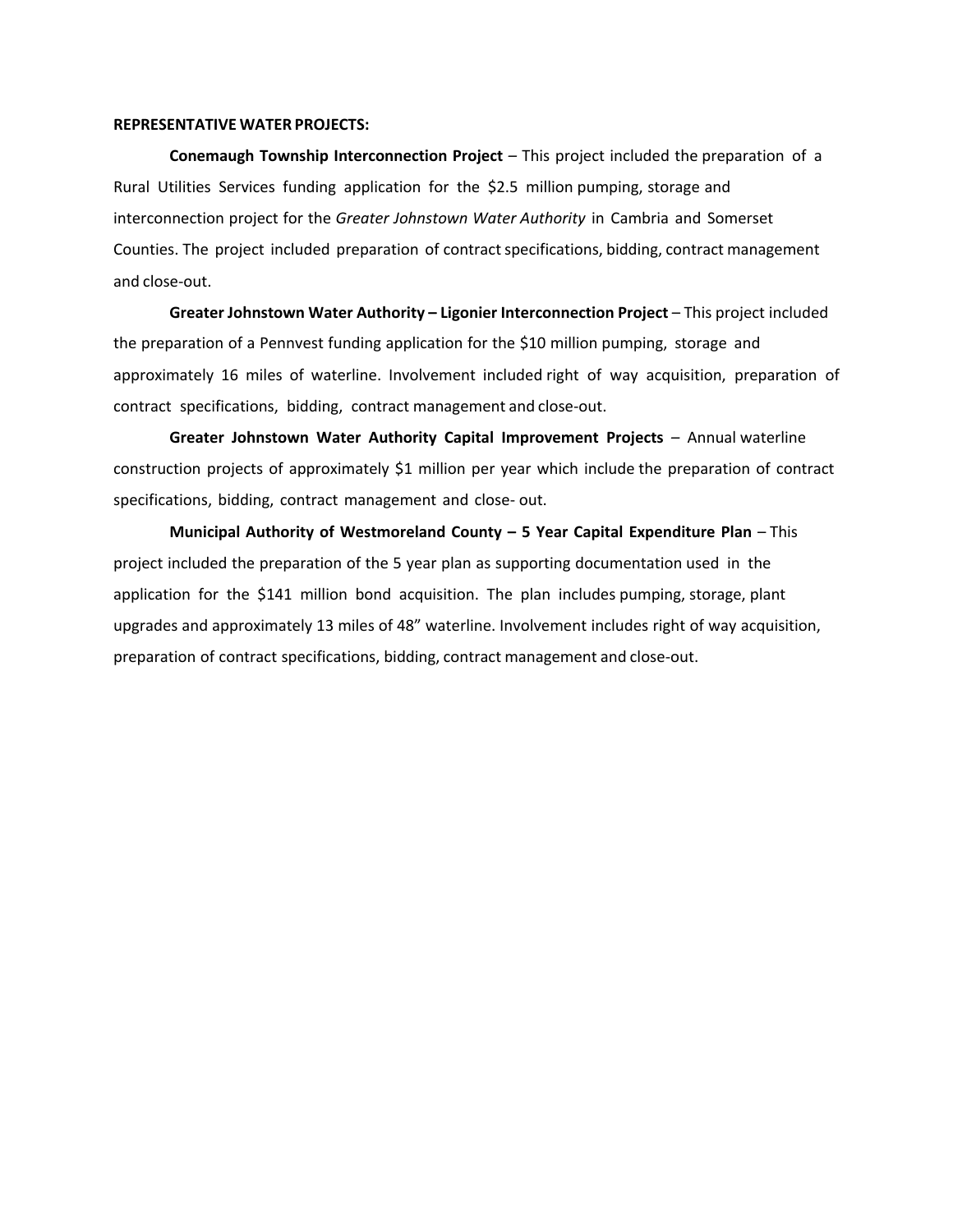**REPRESENTATIVE WATER PROJECTS:**

**Conemaugh Township Interconnection Project** – This project included the preparation of a Rural Utilities Services funding application for the $2.5 million pumping, storage and interconnection project for the *Greater Johnstown Water Authority* in Cambria and Somerset Counties. The project included preparation of contract specifications, bidding, contract management and close-out.

**Greater Johnstown Water Authority – Ligonier Interconnection Project** – This project included the preparation of a Pennvest funding application for the $10 million pumping, storage and approximately 16 miles of waterline. Involvement included right of way acquisition, preparation of contract specifications, bidding, contract management and close-out.

**Greater Johnstown Water Authority Capital Improvement Projects** – Annual waterline construction projects of approximately $1 million per year which include the preparation of contract specifications, bidding, contract management and close- out.

**Municipal Authority of Westmoreland County – 5 Year Capital Expenditure Plan** – This project included the preparation of the 5 year plan as supporting documentation used in the application for the $141 million bond acquisition. The plan includes pumping, storage, plant upgrades and approximately 13 miles of 48" waterline. Involvement includes right of way acquisition, preparation of contract specifications, bidding, contract management and close-out.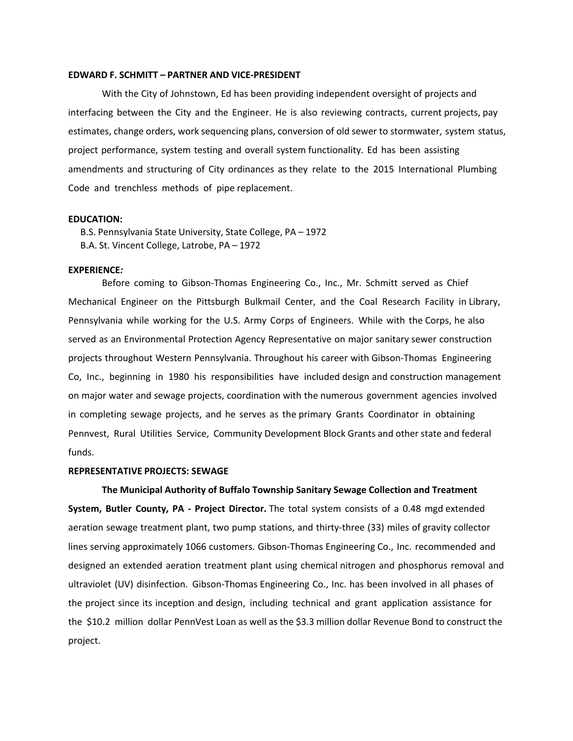**EDWARD F. SCHMITT – PARTNER AND VICE-PRESIDENT**

With the City of Johnstown, Ed has been providing independent oversight of projects and interfacing between the City and the Engineer. He is also reviewing contracts, current projects, pay estimates, change orders, work sequencing plans, conversion of old sewer to stormwater, system status, project performance, system testing and overall system functionality. Ed has been assisting amendments and structuring of City ordinances as they relate to the 2015 International Plumbing Code and trenchless methods of pipe replacement.

**EDUCATION:**

B.S. Pennsylvania State University, State College, PA – 1972
B.A. St. Vincent College, Latrobe, PA – 1972

**EXPERIENCE*:***

Before coming to Gibson-Thomas Engineering Co., Inc., Mr. Schmitt served as Chief Mechanical Engineer on the Pittsburgh Bulkmail Center, and the Coal Research Facility in Library, Pennsylvania while working for the U.S. Army Corps of Engineers. While with the Corps, he also served as an Environmental Protection Agency Representative on major sanitary sewer construction projects throughout Western Pennsylvania. Throughout his career with Gibson-Thomas Engineering Co, Inc., beginning in 1980 his responsibilities have included design and construction management on major water and sewage projects, coordination with the numerous government agencies involved in completing sewage projects, and he serves as the primary Grants Coordinator in obtaining Pennvest, Rural Utilities Service, Community Development Block Grants and other state and federal funds.

**REPRESENTATIVE PROJECTS: SEWAGE**

**The Municipal Authority of Buffalo Township Sanitary Sewage Collection and Treatment System, Butler County, PA - Project Director.** The total system consists of a 0.48 mgd extended aeration sewage treatment plant, two pump stations, and thirty-three (33) miles of gravity collector lines serving approximately 1066 customers. Gibson-Thomas Engineering Co., Inc. recommended and designed an extended aeration treatment plant using chemical nitrogen and phosphorus removal and ultraviolet (UV) disinfection. Gibson-Thomas Engineering Co., Inc. has been involved in all phases of the project since its inception and design, including technical and grant application assistance for the $10.2 million dollar PennVest Loan as well as the $3.3 million dollar Revenue Bond to construct the project.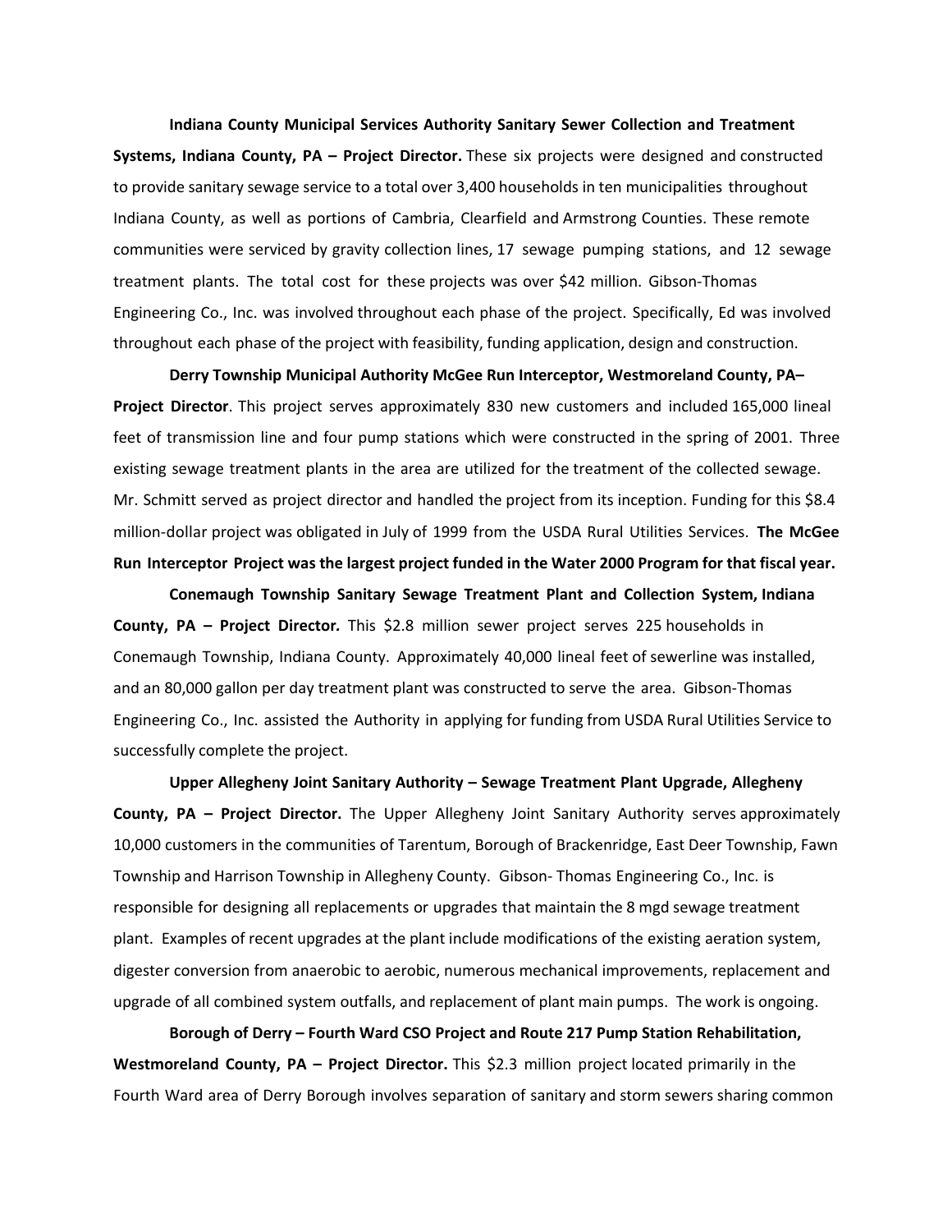**Indiana County Municipal Services Authority Sanitary Sewer Collection and Treatment Systems, Indiana County, PA – Project Director.** These six projects were designed and constructed to provide sanitary sewage service to a total over 3,400 households in ten municipalities throughout Indiana County, as well as portions of Cambria, Clearfield and Armstrong Counties. These remote communities were serviced by gravity collection lines, 17 sewage pumping stations, and 12 sewage treatment plants. The total cost for these projects was over $42 million. Gibson-Thomas Engineering Co., Inc. was involved throughout each phase of the project. Specifically, Ed was involved throughout each phase of the project with feasibility, funding application, design and construction.

**Derry Township Municipal Authority McGee Run Interceptor, Westmoreland County, PA– Project Director**. This project serves approximately 830 new customers and included 165,000 lineal feet of transmission line and four pump stations which were constructed in the spring of 2001. Three existing sewage treatment plants in the area are utilized for the treatment of the collected sewage. Mr. Schmitt served as project director and handled the project from its inception. Funding for this $8.4 million-dollar project was obligated in July of 1999 from the USDA Rural Utilities Services. **The McGee Run Interceptor Project was the largest project funded in the Water 2000 Program for that fiscal year.**

**Conemaugh Township Sanitary Sewage Treatment Plant and Collection System, Indiana County, PA – Project Director.** This $2.8 million sewer project serves 225 households in Conemaugh Township, Indiana County. Approximately 40,000 lineal feet of sewerline was installed, and an 80,000 gallon per day treatment plant was constructed to serve the area. Gibson-Thomas Engineering Co., Inc. assisted the Authority in applying for funding from USDA Rural Utilities Service to successfully complete the project.

**Upper Allegheny Joint Sanitary Authority – Sewage Treatment Plant Upgrade, Allegheny County, PA – Project Director.** The Upper Allegheny Joint Sanitary Authority serves approximately 10,000 customers in the communities of Tarentum, Borough of Brackenridge, East Deer Township, Fawn Township and Harrison Township in Allegheny County. Gibson- Thomas Engineering Co., Inc. is responsible for designing all replacements or upgrades that maintain the 8 mgd sewage treatment plant. Examples of recent upgrades at the plant include modifications of the existing aeration system, digester conversion from anaerobic to aerobic, numerous mechanical improvements, replacement and upgrade of all combined system outfalls, and replacement of plant main pumps. The work is ongoing.

**Borough of Derry – Fourth Ward CSO Project and Route 217 Pump Station Rehabilitation, Westmoreland County, PA – Project Director.** This $2.3 million project located primarily in the Fourth Ward area of Derry Borough involves separation of sanitary and storm sewers sharing common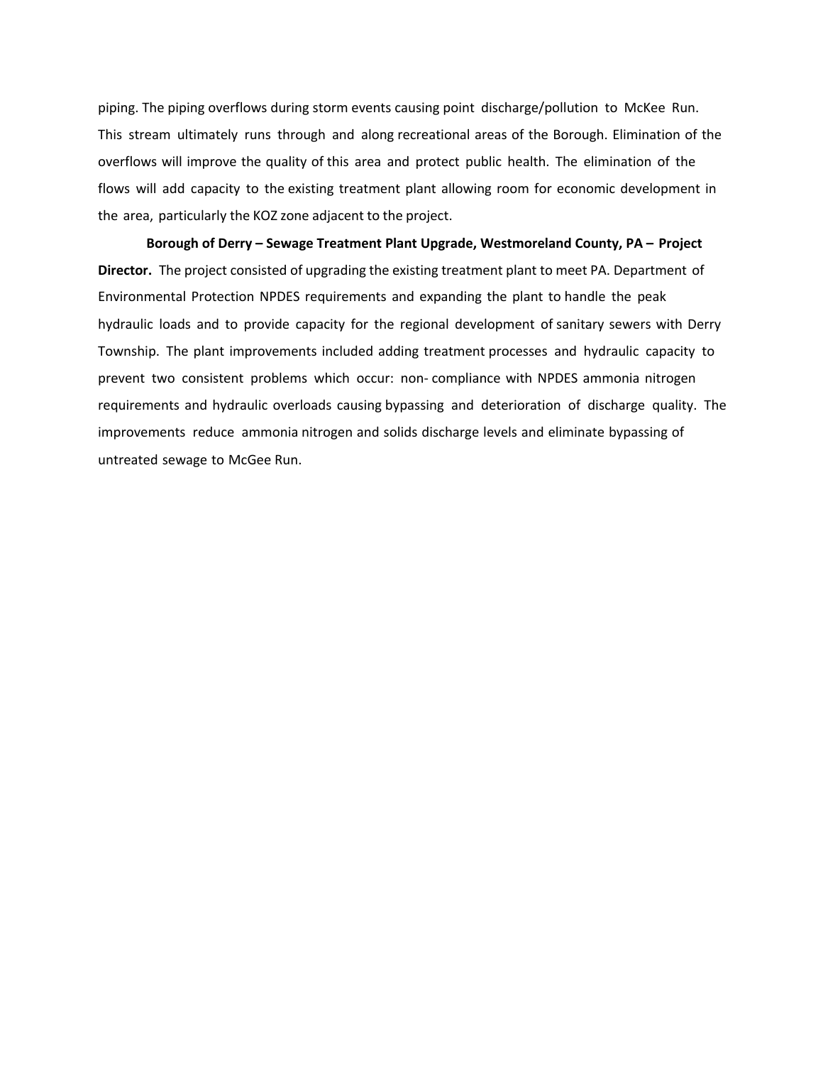piping. The piping overflows during storm events causing point discharge/pollution to McKee Run. This stream ultimately runs through and along recreational areas of the Borough. Elimination of the overflows will improve the quality of this area and protect public health. The elimination of the flows will add capacity to the existing treatment plant allowing room for economic development in the area, particularly the KOZ zone adjacent to the project.

**Borough of Derry – Sewage Treatment Plant Upgrade, Westmoreland County, PA – Project Director.** The project consisted of upgrading the existing treatment plant to meet PA. Department of Environmental Protection NPDES requirements and expanding the plant to handle the peak hydraulic loads and to provide capacity for the regional development of sanitary sewers with Derry Township. The plant improvements included adding treatment processes and hydraulic capacity to prevent two consistent problems which occur: non- compliance with NPDES ammonia nitrogen requirements and hydraulic overloads causing bypassing and deterioration of discharge quality. The improvements reduce ammonia nitrogen and solids discharge levels and eliminate bypassing of untreated sewage to McGee Run.